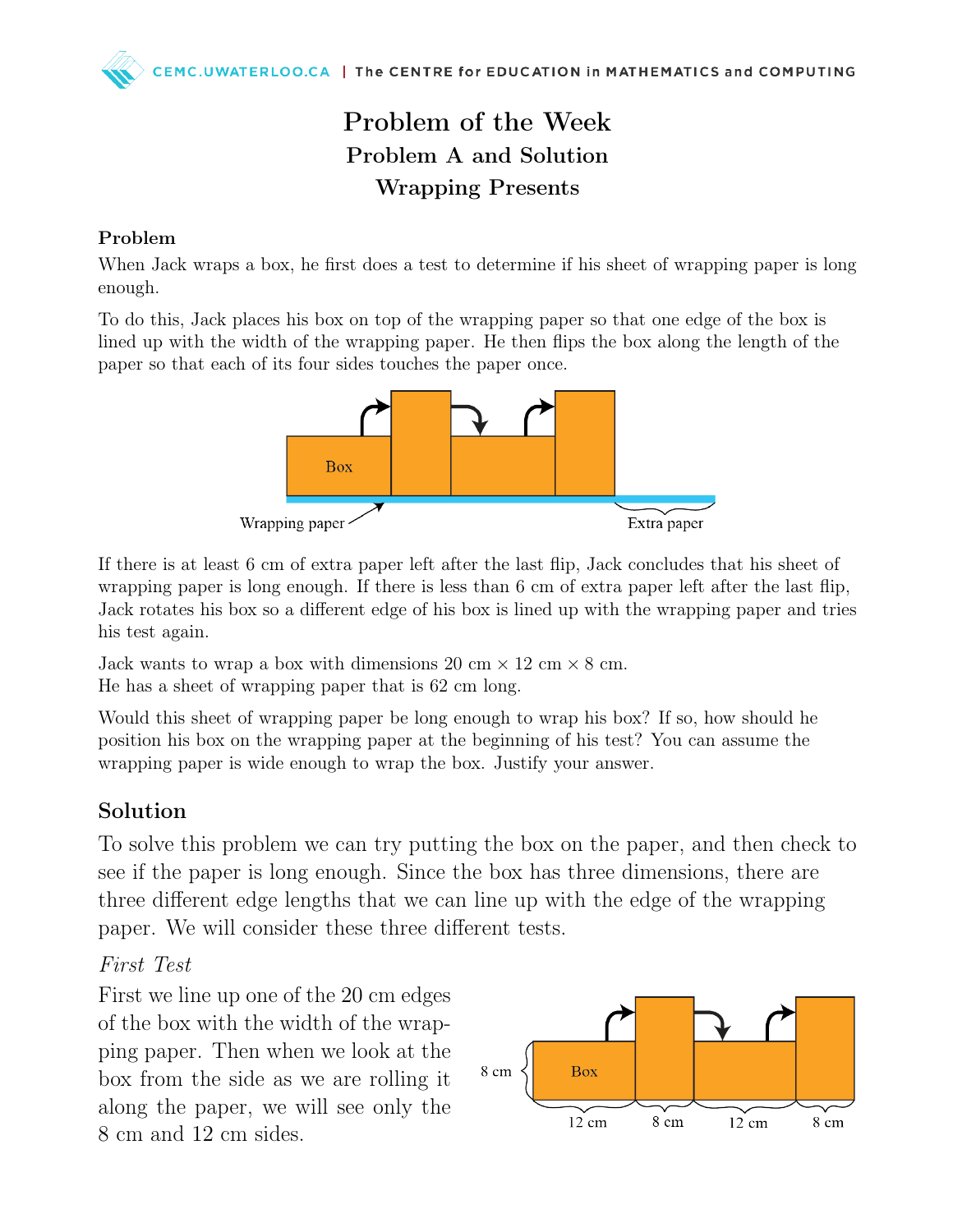# Problem of the Week
## Problem A and Solution
## Wrapping Presents

### Problem

When Jack wraps a box, he first does a test to determine if his sheet of wrapping paper is long enough.

To do this, Jack places his box on top of the wrapping paper so that one edge of the box is lined up with the width of the wrapping paper. He then flips the box along the length of the paper so that each of its four sides touches the paper once.

If there is at least 6 cm of extra paper left after the last flip, Jack concludes that his sheet of wrapping paper is long enough. If there is less than 6 cm of extra paper left after the last flip, Jack rotates his box so a different edge of his box is lined up with the wrapping paper and tries his test again.

Jack wants to wrap a box with dimensions 20 cm × 12 cm × 8 cm.
He has a sheet of wrapping paper that is 62 cm long.

Would this sheet of wrapping paper be long enough to wrap his box? If so, how should he position his box on the wrapping paper at the beginning of his test? You can assume the wrapping paper is wide enough to wrap the box. Justify your answer.

### Solution

To solve this problem we can try putting the box on the paper, and then check to see if the paper is long enough. Since the box has three dimensions, there are three different edge lengths that we can line up with the edge of the wrapping paper. We will consider these three different tests.

*First Test*

First we line up one of the 20 cm edges of the box with the width of the wrapping paper. Then when we look at the box from the side as we are rolling it along the paper, we will see only the 8 cm and 12 cm sides.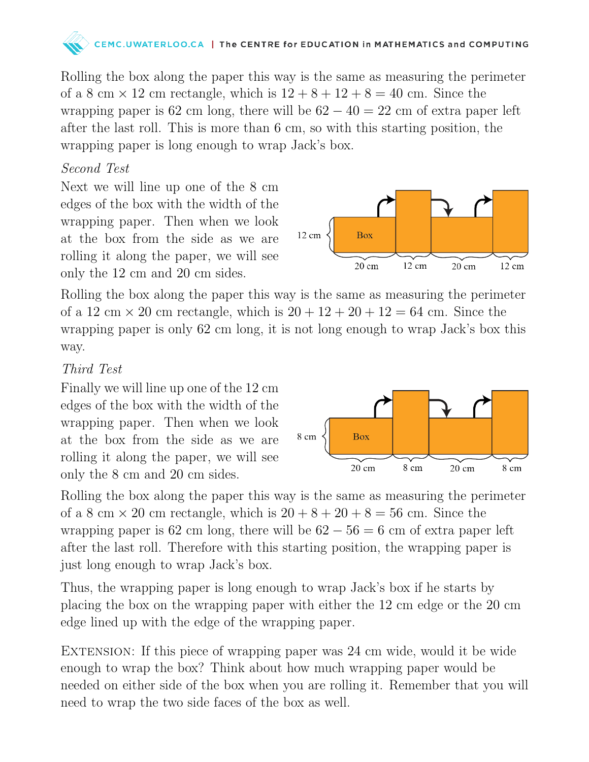Rolling the box along the paper this way is the same as measuring the perimeter of a 8 cm $\times$ 12 cm rectangle, which is $12 + 8 + 12 + 8 = 40$ cm. Since the wrapping paper is 62 cm long, there will be $62 - 40 = 22$ cm of extra paper left after the last roll. This is more than 6 cm, so with this starting position, the wrapping paper is long enough to wrap Jack's box.

*Second Test*

Next we will line up one of the 8 cm edges of the box with the width of the wrapping paper. Then when we look at the box from the side as we are rolling it along the paper, we will see only the 12 cm and 20 cm sides.

Rolling the box along the paper this way is the same as measuring the perimeter of a 12 cm $\times$ 20 cm rectangle, which is $20 + 12 + 20 + 12 = 64$ cm. Since the wrapping paper is only 62 cm long, it is not long enough to wrap Jack's box this way.

*Third Test*

Finally we will line up one of the 12 cm edges of the box with the width of the wrapping paper. Then when we look at the box from the side as we are rolling it along the paper, we will see only the 8 cm and 20 cm sides.

Rolling the box along the paper this way is the same as measuring the perimeter of a 8 cm $\times$ 20 cm rectangle, which is $20 + 8 + 20 + 8 = 56$ cm. Since the wrapping paper is 62 cm long, there will be $62 - 56 = 6$ cm of extra paper left after the last roll. Therefore with this starting position, the wrapping paper is just long enough to wrap Jack's box.

Thus, the wrapping paper is long enough to wrap Jack's box if he starts by placing the box on the wrapping paper with either the 12 cm edge or the 20 cm edge lined up with the edge of the wrapping paper.

Extension: If this piece of wrapping paper was 24 cm wide, would it be wide enough to wrap the box? Think about how much wrapping paper would be needed on either side of the box when you are rolling it. Remember that you will need to wrap the two side faces of the box as well.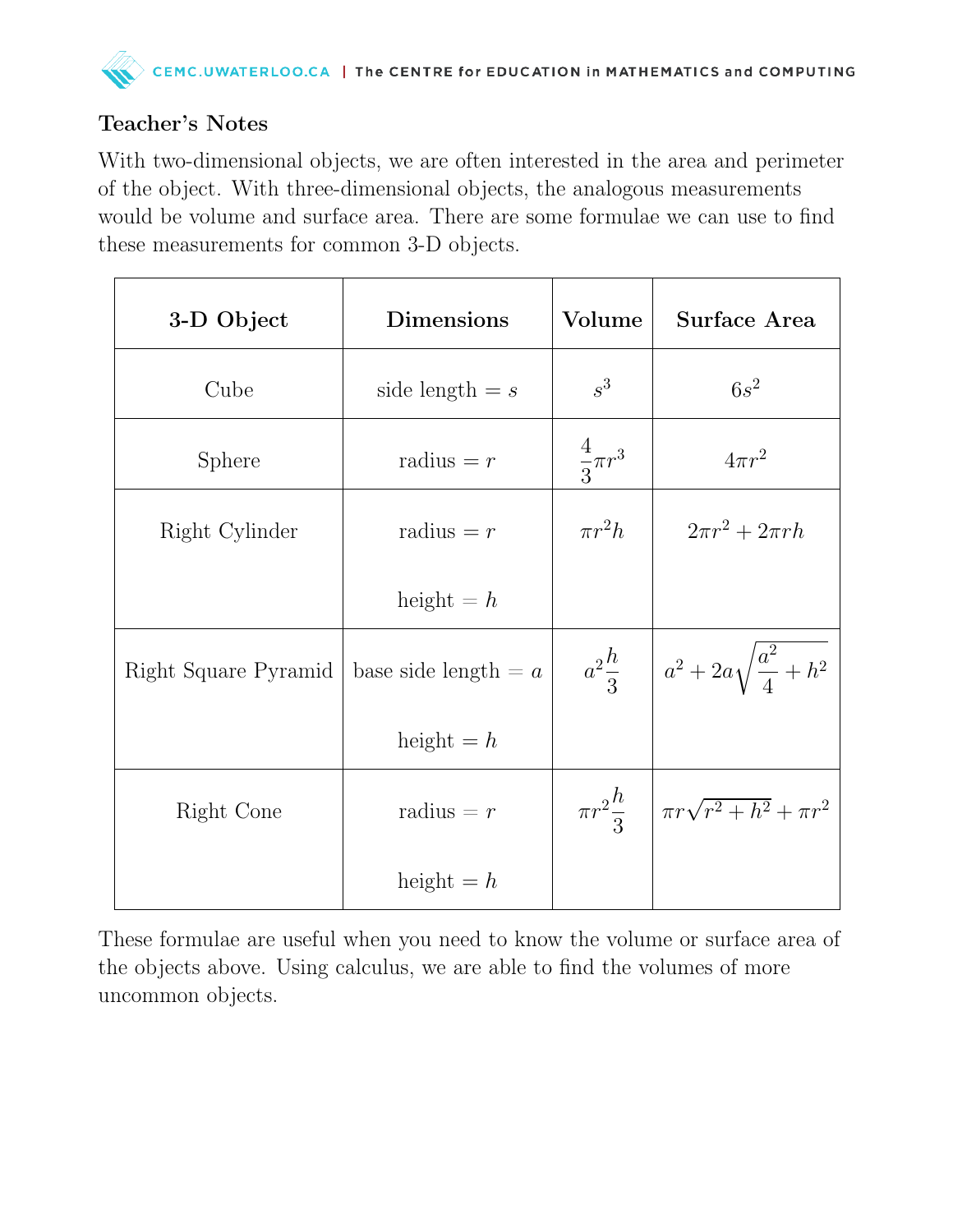**Teacher's Notes**

With two-dimensional objects, we are often interested in the area and perimeter of the object. With three-dimensional objects, the analogous measurements would be volume and surface area. There are some formulae we can use to find these measurements for common 3-D objects.

| 3-D Object | Dimensions | Volume | Surface Area |
|---|---|---|---|
| Cube | side length $= s$ | $s^3$ | $6s^2$ |
| Sphere | radius $= r$ | $\frac{4}{3}\pi r^3$ | $4\pi r^2$ |
| Right Cylinder | radius $= r$<br>height $= h$ | $\pi r^2 h$ | $2\pi r^2 + 2\pi r h$ |
| Right Square Pyramid | base side length $= a$<br>height $= h$ | $a^2 \frac{h}{3}$ | $a^2 + 2a\sqrt{\frac{a^2}{4} + h^2}$ |
| Right Cone | radius $= r$<br>height $= h$ | $\pi r^2 \frac{h}{3}$ | $\pi r \sqrt{r^2 + h^2} + \pi r^2$ |

These formulae are useful when you need to know the volume or surface area of the objects above. Using calculus, we are able to find the volumes of more uncommon objects.